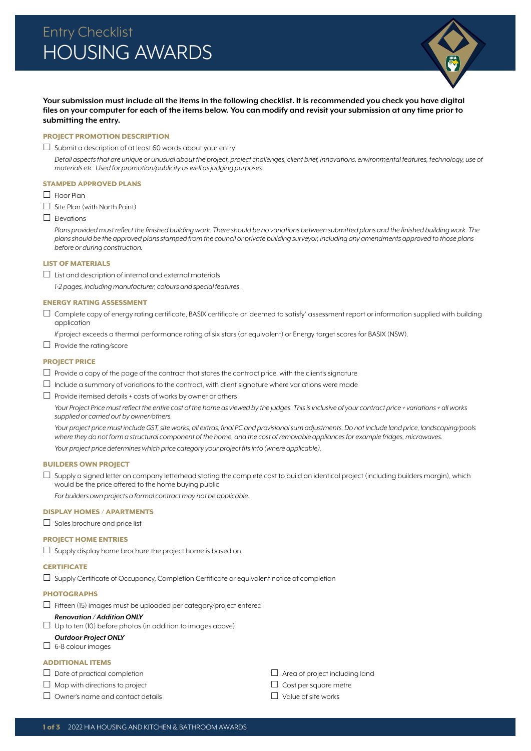# Entry Checklist
# HOUSING AWARDS

**Your submission must include all the items in the following checklist. It is recommended you check you have digital files on your computer for each of the items below. You can modify and revisit your submission at any time prior to submitting the entry.**

### PROJECT PROMOTION DESCRIPTION

- ☐ Submit a description of at least 60 words about your entry

  *Detail aspects that are unique or unusual about the project, project challenges, client brief, innovations, environmental features, technology, use of materials etc. Used for promotion/publicity as well as judging purposes.*

### STAMPED APPROVED PLANS

- ☐ Floor Plan
- ☐ Site Plan (with North Point)
- ☐ Elevations

  *Plans provided must reflect the finished building work. There should be no variations between submitted plans and the finished building work. The plans should be the approved plans stamped from the council or private building surveyor, including any amendments approved to those plans before or during construction.*

### LIST OF MATERIALS

- ☐ List and description of internal and external materials

  *1-2 pages, including manufacturer, colours and special features .*

### ENERGY RATING ASSESSMENT

- ☐ Complete copy of energy rating certificate, BASIX certificate or 'deemed to satisfy' assessment report or information supplied with building application

  *If* project exceeds a thermal performance rating of six stars (or equivalent) or Energy target scores for BASIX (NSW).

- ☐ Provide the rating/score

### PROJECT PRICE

- ☐ Provide a copy of the page of the contract that states the contract price, with the client's signature
- ☐ Include a summary of variations to the contract, with client signature where variations were made
- ☐ Provide itemised details + costs of works by owner or others

  *Your Project Price must reflect the entire cost of the home as viewed by the judges. This is inclusive of your contract price + variations + all works supplied or carried out by owner/others.*

  *Your project price must include GST, site works, all extras, final PC and provisional sum adjustments. Do not include land price, landscaping/pools where they do not form a structural component of the home, and the cost of removable appliances for example fridges, microwaves.*

  *Your project price determines which price category your project fits into (where applicable).*

### BUILDERS OWN PROJECT

- ☐ Supply a signed letter on company letterhead stating the complete cost to build an identical project (including builders margin), which would be the price offered to the home buying public

  *For builders own projects a formal contract may not be applicable.*

### DISPLAY HOMES / APARTMENTS

- ☐ Sales brochure and price list

### PROJECT HOME ENTRIES

- ☐ Supply display home brochure the project home is based on

### CERTIFICATE

- ☐ Supply Certificate of Occupancy, Completion Certificate or equivalent notice of completion

### PHOTOGRAPHS

- ☐ Fifteen (15) images must be uploaded per category/project entered

  ***Renovation / Addition ONLY***

- ☐ Up to ten (10) before photos (in addition to images above)

  ***Outdoor Project ONLY***

- ☐ 6-8 colour images

### ADDITIONAL ITEMS

- ☐ Date of practical completion
- ☐ Map with directions to project
- ☐ Owner's name and contact details
- ☐ Area of project including land
- ☐ Cost per square metre
- ☐ Value of site works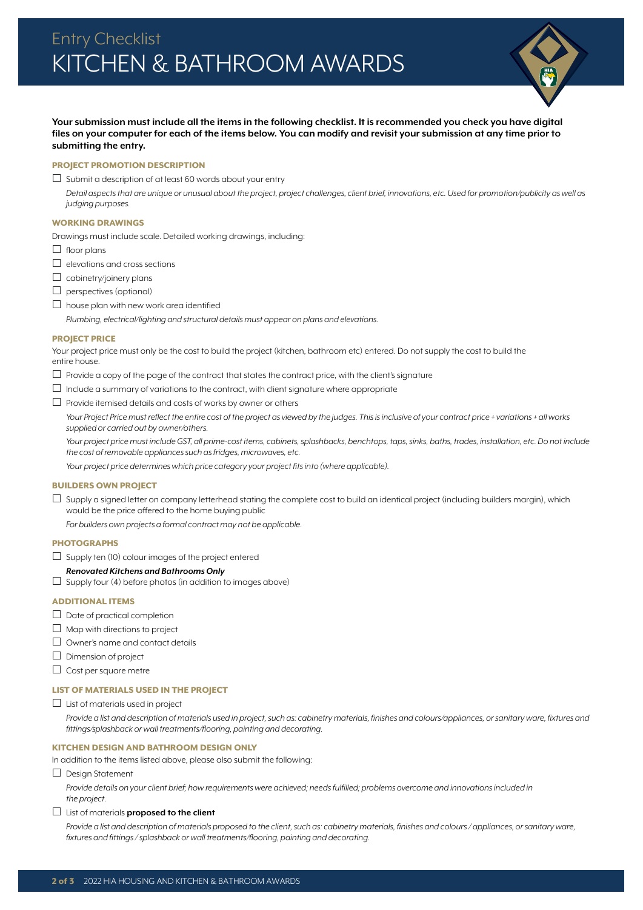# Entry Checklist
# KITCHEN & BATHROOM AWARDS

**Your submission must include all the items in the following checklist. It is recommended you check you have digital files on your computer for each of the items below. You can modify and revisit your submission at any time prior to submitting the entry.**

## PROJECT PROMOTION DESCRIPTION

- ☐ Submit a description of at least 60 words about your entry

  *Detail aspects that are unique or unusual about the project, project challenges, client brief, innovations, etc. Used for promotion/publicity as well as judging purposes.*

## WORKING DRAWINGS

Drawings must include scale. Detailed working drawings, including:

- ☐ floor plans
- ☐ elevations and cross sections
- ☐ cabinetry/joinery plans
- ☐ perspectives (optional)
- ☐ house plan with new work area identified

  *Plumbing, electrical/lighting and structural details must appear on plans and elevations.*

## PROJECT PRICE

Your project price must only be the cost to build the project (kitchen, bathroom etc) entered. Do not supply the cost to build the entire house.

- ☐ Provide a copy of the page of the contract that states the contract price, with the client's signature
- ☐ Include a summary of variations to the contract, with client signature where appropriate
- ☐ Provide itemised details and costs of works by owner or others

  *Your Project Price must reflect the entire cost of the project as viewed by the judges. This is inclusive of your contract price + variations + all works supplied or carried out by owner/others.*

  *Your project price must include GST, all prime-cost items, cabinets, splashbacks, benchtops, taps, sinks, baths, trades, installation, etc. Do not include the cost of removable appliances such as fridges, microwaves, etc.*

  *Your project price determines which price category your project fits into (where applicable).*

## BUILDERS OWN PROJECT

- ☐ Supply a signed letter on company letterhead stating the complete cost to build an identical project (including builders margin), which would be the price offered to the home buying public

  *For builders own projects a formal contract may not be applicable.*

## PHOTOGRAPHS

- ☐ Supply ten (10) colour images of the project entered

  ***Renovated Kitchens and Bathrooms Only***
- ☐ Supply four (4) before photos (in addition to images above)

## ADDITIONAL ITEMS

- ☐ Date of practical completion
- ☐ Map with directions to project
- ☐ Owner's name and contact details
- ☐ Dimension of project
- ☐ Cost per square metre

## LIST OF MATERIALS USED IN THE PROJECT

- ☐ List of materials used in project

  *Provide a list and description of materials used in project, such as: cabinetry materials, finishes and colours/appliances, or sanitary ware, fixtures and fittings/splashback or wall treatments/flooring, painting and decorating.*

## KITCHEN DESIGN AND BATHROOM DESIGN ONLY

In addition to the items listed above, please also submit the following:

- ☐ Design Statement

  *Provide details on your client brief; how requirements were achieved; needs fulfilled; problems overcome and innovations included in the project.*

- ☐ List of materials **proposed to the client**

  *Provide a list and description of materials proposed to the client, such as: cabinetry materials, finishes and colours / appliances, or sanitary ware, fixtures and fittings / splashback or wall treatments/flooring, painting and decorating.*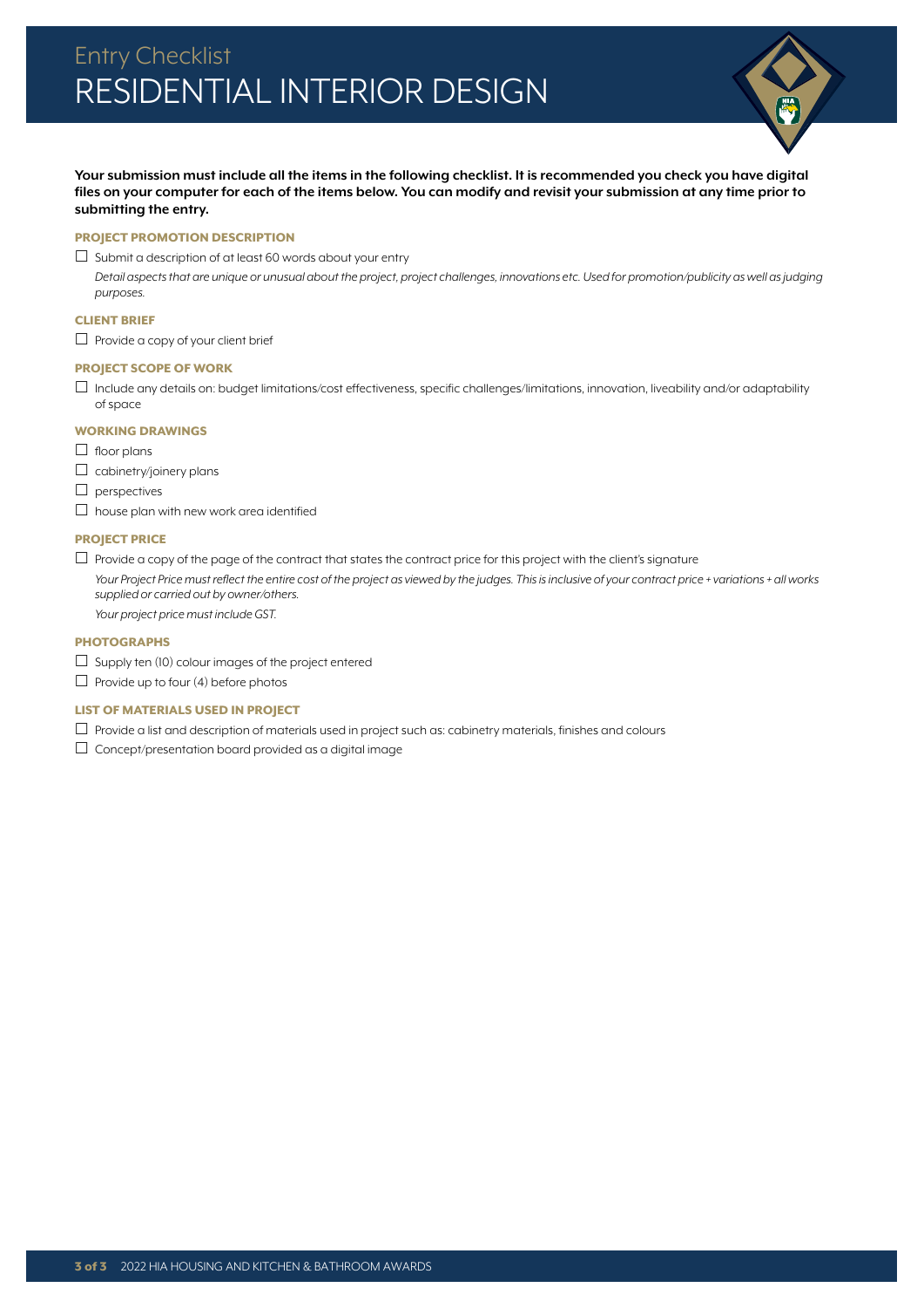# Entry Checklist

# RESIDENTIAL INTERIOR DESIGN

**Your submission must include all the items in the following checklist. It is recommended you check you have digital files on your computer for each of the items below. You can modify and revisit your submission at any time prior to submitting the entry.**

### PROJECT PROMOTION DESCRIPTION

- [ ] Submit a description of at least 60 words about your entry

  *Detail aspects that are unique or unusual about the project, project challenges, innovations etc. Used for promotion/publicity as well as judging purposes.*

### CLIENT BRIEF

- [ ] Provide a copy of your client brief

### PROJECT SCOPE OF WORK

- [ ] Include any details on: budget limitations/cost effectiveness, specific challenges/limitations, innovation, liveability and/or adaptability of space

### WORKING DRAWINGS

- [ ] floor plans
- [ ] cabinetry/joinery plans
- [ ] perspectives
- [ ] house plan with new work area identified

### PROJECT PRICE

- [ ] Provide a copy of the page of the contract that states the contract price for this project with the client's signature

  *Your Project Price must reflect the entire cost of the project as viewed by the judges. This is inclusive of your contract price + variations + all works supplied or carried out by owner/others.*

  *Your project price must include GST.*

### PHOTOGRAPHS

- [ ] Supply ten (10) colour images of the project entered
- [ ] Provide up to four (4) before photos

### LIST OF MATERIALS USED IN PROJECT

- [ ] Provide a list and description of materials used in project such as: cabinetry materials, finishes and colours
- [ ] Concept/presentation board provided as a digital image